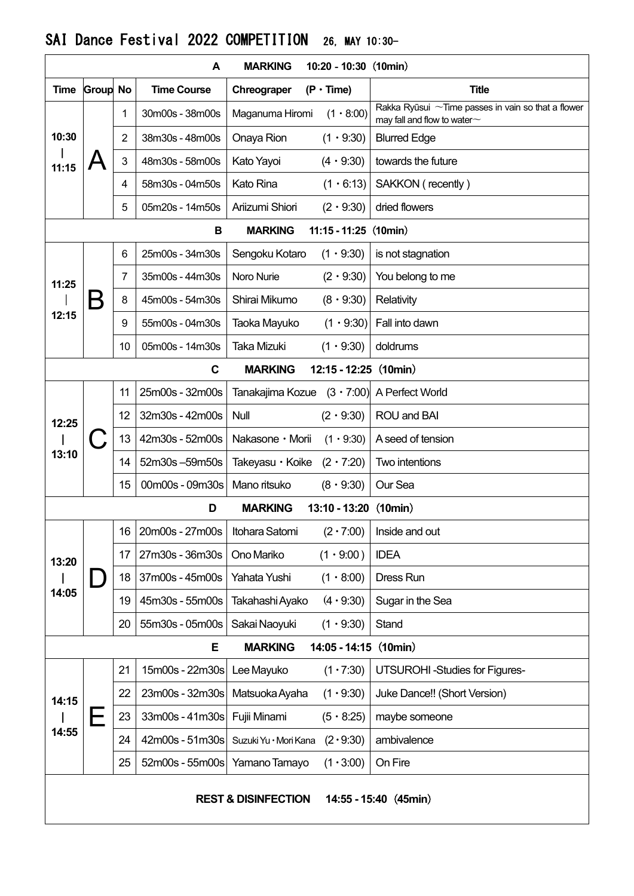# SAI Dance Festival 2022 COMPETITION 26, MAY 10:30-

| Time | Group | No | Time Course | Chreograper (P・Time) | Title |
|---|---|---|---|---|---|
| **A MARKING 10:20 - 10:30（10min）** | | | | | |
| 10:30 - 11:15 | A | 1 | 30m00s - 38m00s | Maganuma Hiromi (1・8:00) | Rakka Ryūsui ～Time passes in vain so that a flower may fall and flow to water～ |
| | | 2 | 38m30s - 48m00s | Onaya Rion (1・9:30) | Blurred Edge |
| | | 3 | 48m30s - 58m00s | Kato Yayoi (4・9:30) | towards the future |
| | | 4 | 58m30s - 04m50s | Kato Rina (1・6:13) | SAKKON ( recently ) |
| | | 5 | 05m20s - 14m50s | Ariizumi Shiori (2・9:30) | dried flowers |
| **B MARKING 11:15 - 11:25（10min）** | | | | | |
| 11:25 - 12:15 | B | 6 | 25m00s - 34m30s | Sengoku Kotaro (1・9:30) | is not stagnation |
| | | 7 | 35m00s - 44m30s | Noro Nurie (2・9:30) | You belong to me |
| | | 8 | 45m00s - 54m30s | Shirai Mikumo (8・9:30) | Relativity |
| | | 9 | 55m00s - 04m30s | Taoka Mayuko (1・9:30) | Fall into dawn |
| | | 10 | 05m00s - 14m30s | Taka Mizuki (1・9:30) | doldrums |
| **C MARKING 12:15 - 12:25（10min）** | | | | | |
| 12:25 - 13:10 | C | 11 | 25m00s - 32m00s | Tanakajima Kozue (3・7:00) | A Perfect World |
| | | 12 | 32m30s - 42m00s | Null (2・9:30) | ROU and BAI |
| | | 13 | 42m30s - 52m00s | Nakasone・Morii (1・9:30) | A seed of tension |
| | | 14 | 52m30s –59m50s | Takeyasu・Koike (2・7:20) | Two intentions |
| | | 15 | 00m00s - 09m30s | Mano ritsuko (8・9:30) | Our Sea |
| **D MARKING 13:10 - 13:20（10min）** | | | | | |
| 13:20 - 14:05 | D | 16 | 20m00s - 27m00s | Itohara Satomi (2・7:00) | Inside and out |
| | | 17 | 27m30s - 36m30s | Ono Mariko (1・9:00) | IDEA |
| | | 18 | 37m00s - 45m00s | Yahata Yushi (1・8:00) | Dress Run |
| | | 19 | 45m30s - 55m00s | Takahashi Ayako (4・9:30) | Sugar in the Sea |
| | | 20 | 55m30s - 05m00s | Sakai Naoyuki (1・9:30) | Stand |
| **E MARKING 14:05 - 14:15（10min）** | | | | | |
| 14:15 - 14:55 | E | 21 | 15m00s - 22m30s | Lee Mayuko (1・7:30) | UTSUROHI -Studies for Figures- |
| | | 22 | 23m00s - 32m30s | Matsuoka Ayaha (1・9:30) | Juke Dance!! (Short Version) |
| | | 23 | 33m00s - 41m30s | Fujii Minami (5・8:25) | maybe someone |
| | | 24 | 42m00s - 51m30s | Suzuki Yu・Mori Kana (2・9:30) | ambivalence |
| | | 25 | 52m00s - 55m00s | Yamano Tamayo (1・3:00) | On Fire |
| **REST & DISINFECTION 14:55 - 15:40（45min）** | | | | | |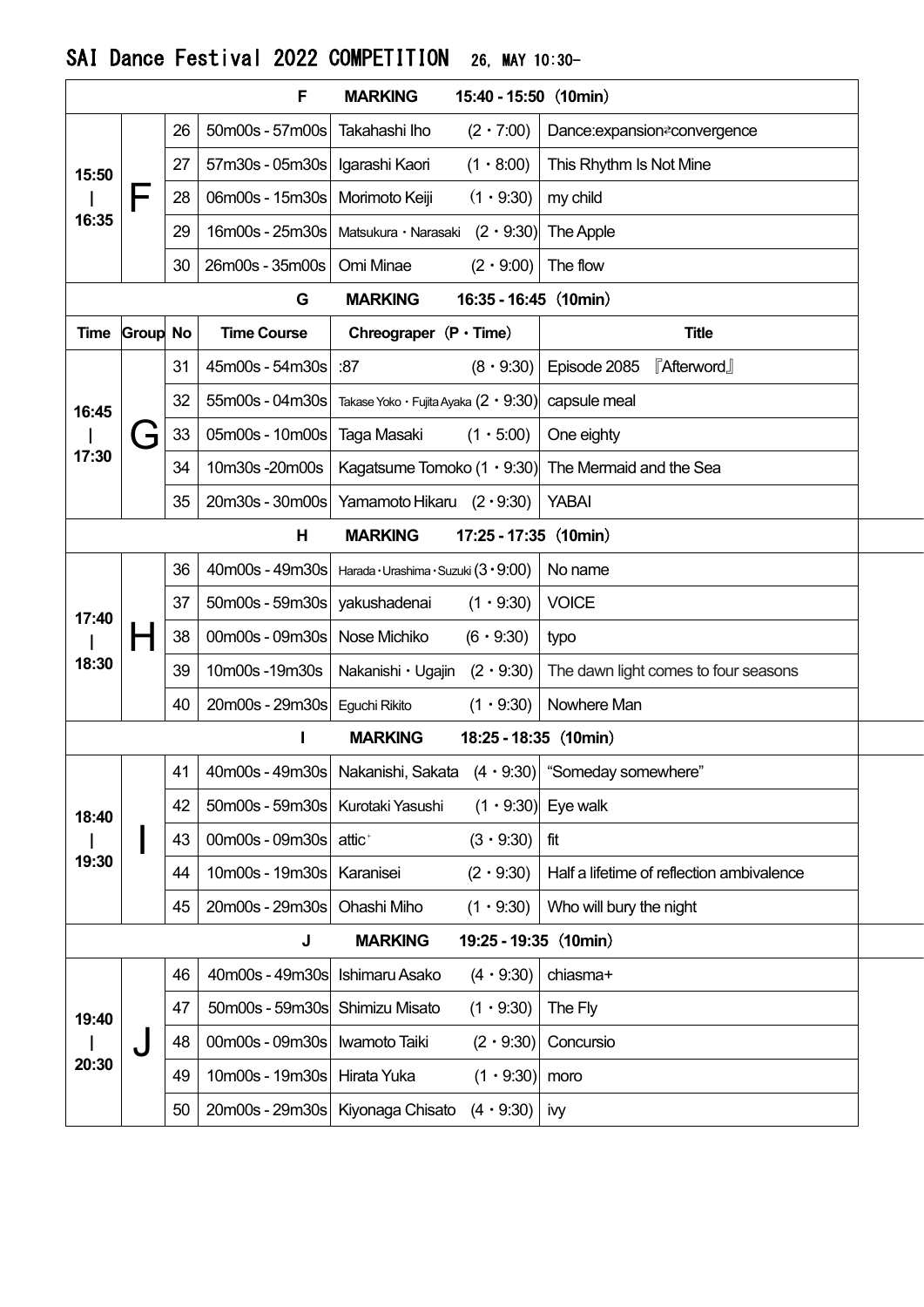# SAI Dance Festival 2022 COMPETITION 26, MAY 10:30-

| | | | | | |
|---|---|---|---|---|---|
| F MARKING 15:40 - 15:50（10min） | | | | | |
| 15:50 \| 16:35 | F | 26 | 50m00s - 57m00s | Takahashi Iho (2・7:00) | Dance:expansion⇄convergence |
| | | 27 | 57m30s - 05m30s | Igarashi Kaori (1・8:00) | This Rhythm Is Not Mine |
| | | 28 | 06m00s - 15m30s | Morimoto Keiji (1・9:30) | my child |
| | | 29 | 16m00s - 25m30s | Matsukura・Narasaki (2・9:30) | The Apple |
| | | 30 | 26m00s - 35m00s | Omi Minae (2・9:00) | The flow |
| G MARKING 16:35 - 16:45（10min） | | | | | |
| Time | Group | No | Time Course | Chreographer（P・Time） | Title |
| 16:45 \| 17:30 | G | 31 | 45m00s - 54m30s | :87 (8・9:30) | Episode 2085 『Afterword』 |
| | | 32 | 55m00s - 04m30s | Takase Yoko・Fujita Ayaka (2・9:30) | capsule meal |
| | | 33 | 05m00s - 10m00s | Taga Masaki (1・5:00) | One eighty |
| | | 34 | 10m30s -20m00s | Kagatsume Tomoko (1・9:30) | The Mermaid and the Sea |
| | | 35 | 20m30s - 30m00s | Yamamoto Hikaru (2・9:30) | YABAI |
| H MARKING 17:25 - 17:35（10min） | | | | | |
| 17:40 \| 18:30 | H | 36 | 40m00s - 49m30s | Harada・Urashima・Suzuki (3・9:00) | No name |
| | | 37 | 50m00s - 59m30s | yakushadenai (1・9:30) | VOICE |
| | | 38 | 00m00s - 09m30s | Nose Michiko (6・9:30) | typo |
| | | 39 | 10m00s -19m30s | Nakanishi・Ugajin (2・9:30) | The dawn light comes to four seasons |
| | | 40 | 20m00s - 29m30s | Eguchi Rikito (1・9:30) | Nowhere Man |
| I MARKING 18:25 - 18:35（10min） | | | | | |
| 18:40 \| 19:30 | I | 41 | 40m00s - 49m30s | Nakanishi, Sakata (4・9:30) | "Someday somewhere" |
| | | 42 | 50m00s - 59m30s | Kurotaki Yasushi (1・9:30) | Eye walk |
| | | 43 | 00m00s - 09m30s | attic⁺ (3・9:30) | fit |
| | | 44 | 10m00s - 19m30s | Karanisei (2・9:30) | Half a lifetime of reflection ambivalence |
| | | 45 | 20m00s - 29m30s | Ohashi Miho (1・9:30) | Who will bury the night |
| J MARKING 19:25 - 19:35（10min） | | | | | |
| 19:40 \| 20:30 | J | 46 | 40m00s - 49m30s | Ishimaru Asako (4・9:30) | chiasma+ |
| | | 47 | 50m00s - 59m30s | Shimizu Misato (1・9:30) | The Fly |
| | | 48 | 00m00s - 09m30s | Iwamoto Taiki (2・9:30) | Concursio |
| | | 49 | 10m00s - 19m30s | Hirata Yuka (1・9:30) | moro |
| | | 50 | 20m00s - 29m30s | Kiyonaga Chisato (4・9:30) | ivy |